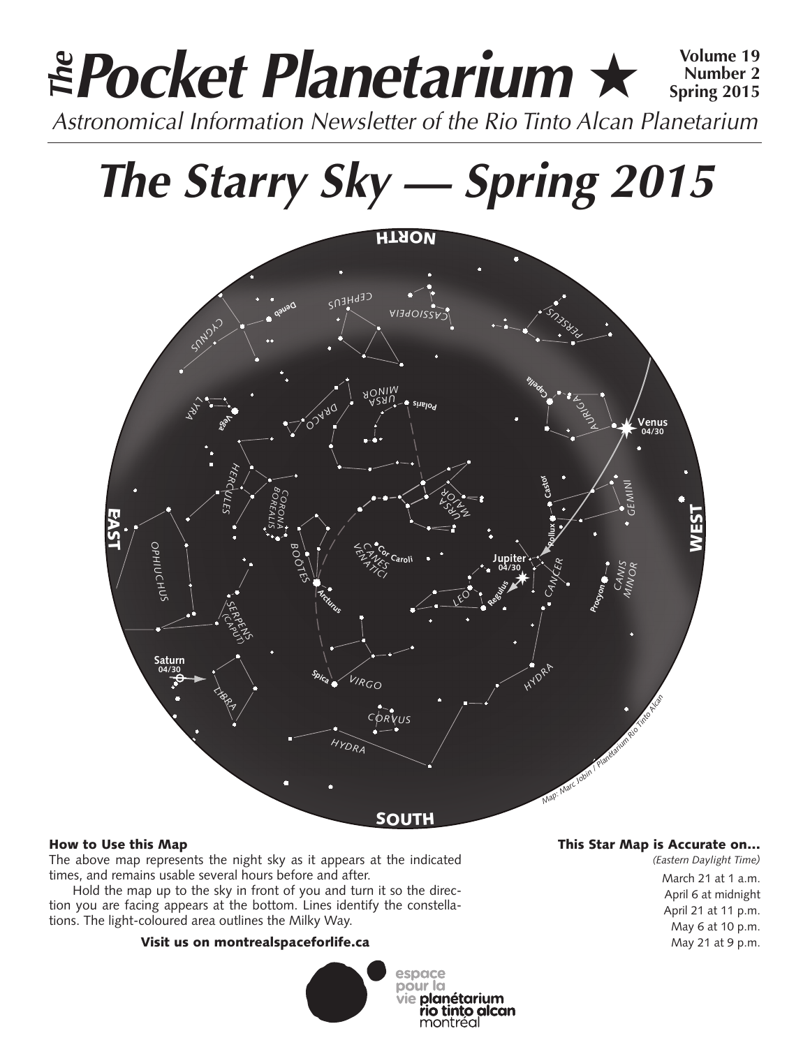# *The* Pocket Planetarium ★

**Volume 19**
**Number 2**
**Spring 2015**

*Astronomical Information Newsletter of the Rio Tinto Alcan Planetarium*

# *The Starry Sky — Spring 2015*

### How to Use this Map

The above map represents the night sky as it appears at the indicated times, and remains usable several hours before and after.

Hold the map up to the sky in front of you and turn it so the direction you are facing appears at the bottom. Lines identify the constellations. The light-coloured area outlines the Milky Way.

**Visit us on montrealspaceforlife.ca**

### This Star Map is Accurate on…

*(Eastern Daylight Time)*

March 21 at 1 a.m.
April 6 at midnight
April 21 at 11 p.m.
May 6 at 10 p.m.
May 21 at 9 p.m.

espace pour la vie **planétarium rio tinto alcan** montréal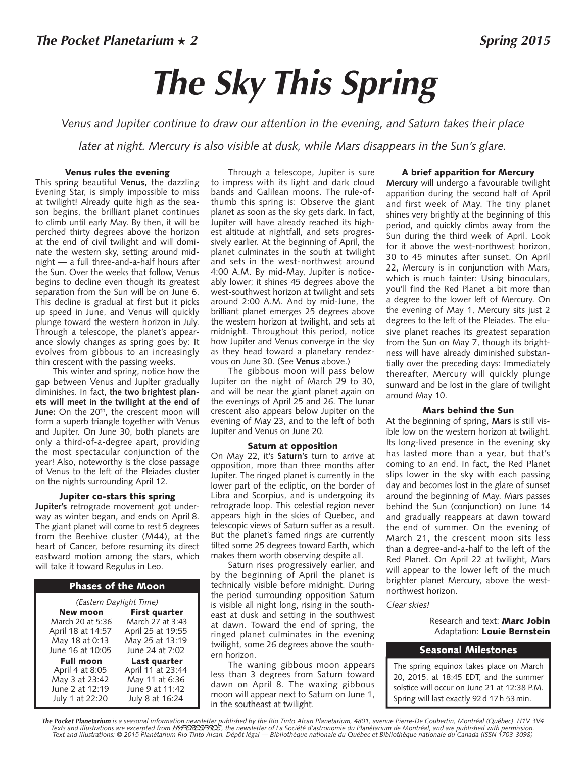# The Sky This Spring

*Venus and Jupiter continue to draw our attention in the evening, and Saturn takes their place later at night. Mercury is also visible at dusk, while Mars disappears in the Sun's glare.*

### Venus rules the evening

This spring beautiful **Venus,** the dazzling Evening Star, is simply impossible to miss at twilight! Already quite high as the season begins, the brilliant planet continues to climb until early May. By then, it will be perched thirty degrees above the horizon at the end of civil twilight and will dominate the western sky, setting around midnight — a full three-and-a-half hours after the Sun. Over the weeks that follow, Venus begins to decline even though its greatest separation from the Sun will be on June 6. This decline is gradual at first but it picks up speed in June, and Venus will quickly plunge toward the western horizon in July. Through a telescope, the planet's appearance slowly changes as spring goes by: It evolves from gibbous to an increasingly thin crescent with the passing weeks.

This winter and spring, notice how the gap between Venus and Jupiter gradually diminishes. In fact, **the two brightest planets will meet in the twilight at the end of June:** On the 20th, the crescent moon will form a superb triangle together with Venus and Jupiter. On June 30, both planets are only a third-of-a-degree apart, providing the most spectacular conjunction of the year! Also, noteworthy is the close passage of Venus to the left of the Pleiades cluster on the nights surrounding April 12.

### Jupiter co-stars this spring

**Jupiter's** retrograde movement got underway as winter began, and ends on April 8. The giant planet will come to rest 5 degrees from the Beehive cluster (M44), at the heart of Cancer, before resuming its direct eastward motion among the stars, which will take it toward Regulus in Leo.

Through a telescope, Jupiter is sure to impress with its light and dark cloud bands and Galilean moons. The rule-of-thumb this spring is: Observe the giant planet as soon as the sky gets dark. In fact, Jupiter will have already reached its highest altitude at nightfall, and sets progressively earlier. At the beginning of April, the planet culminates in the south at twilight and sets in the west-northwest around 4:00 A.M. By mid-May, Jupiter is noticeably lower; it shines 45 degrees above the west-southwest horizon at twilight and sets around 2:00 A.M. And by mid-June, the brilliant planet emerges 25 degrees above the western horizon at twilight, and sets at midnight. Throughout this period, notice how Jupiter and Venus converge in the sky as they head toward a planetary rendezvous on June 30. (See **Venus** above.)

The gibbous moon will pass below Jupiter on the night of March 29 to 30, and will be near the giant planet again on the evenings of April 25 and 26. The lunar crescent also appears below Jupiter on the evening of May 23, and to the left of both Jupiter and Venus on June 20.

### Phases of the Moon

*(Eastern Daylight Time)*

| New moon | First quarter |
|---|---|
| March 20 at 5:36 | March 27 at 3:43 |
| April 18 at 14:57 | April 25 at 19:55 |
| May 18 at 0:13 | May 25 at 13:19 |
| June 16 at 10:05 | June 24 at 7:02 |
| **Full moon** | **Last quarter** |
| April 4 at 8:05 | April 11 at 23:44 |
| May 3 at 23:42 | May 11 at 6:36 |
| June 2 at 12:19 | June 9 at 11:42 |
| July 1 at 22:20 | July 8 at 16:24 |

### Saturn at opposition

On May 22, it's **Saturn's** turn to arrive at opposition, more than three months after Jupiter. The ringed planet is currently in the lower part of the ecliptic, on the border of Libra and Scorpius, and is undergoing its retrograde loop. This celestial region never appears high in the skies of Quebec, and telescopic views of Saturn suffer as a result. But the planet's famed rings are currently tilted some 25 degrees toward Earth, which makes them worth observing despite all.

Saturn rises progressively earlier, and by the beginning of April the planet is technically visible before midnight. During the period surrounding opposition Saturn is visible all night long, rising in the southeast at dusk and setting in the southwest at dawn. Toward the end of spring, the ringed planet culminates in the evening twilight, some 26 degrees above the southern horizon.

The waning gibbous moon appears less than 3 degrees from Saturn toward dawn on April 8. The waxing gibbous moon will appear next to Saturn on June 1, in the southeast at twilight.

### A brief apparition for Mercury

**Mercury** will undergo a favourable twilight apparition during the second half of April and first week of May. The tiny planet shines very brightly at the beginning of this period, and quickly climbs away from the Sun during the third week of April. Look for it above the west-northwest horizon, 30 to 45 minutes after sunset. On April 22, Mercury is in conjunction with Mars, which is much fainter: Using binoculars, you'll find the Red Planet a bit more than a degree to the lower left of Mercury. On the evening of May 1, Mercury sits just 2 degrees to the left of the Pleiades. The elusive planet reaches its greatest separation from the Sun on May 7, though its brightness will have already diminished substantially over the preceding days: Immediately thereafter, Mercury will quickly plunge sunward and be lost in the glare of twilight around May 10.

### Mars behind the Sun

At the beginning of spring, **Mars** is still visible low on the western horizon at twilight. Its long-lived presence in the evening sky has lasted more than a year, but that's coming to an end. In fact, the Red Planet slips lower in the sky with each passing day and becomes lost in the glare of sunset around the beginning of May. Mars passes behind the Sun (conjunction) on June 14 and gradually reappears at dawn toward the end of summer. On the evening of March 21, the crescent moon sits less than a degree-and-a-half to the left of the Red Planet. On April 22 at twilight, Mars will appear to the lower left of the much brighter planet Mercury, above the west-northwest horizon.

*Clear skies!*

Research and text: **Marc Jobin**
Adaptation: **Louie Bernstein**

### Seasonal Milestones

The spring equinox takes place on March 20, 2015, at 18:45 EDT, and the summer solstice will occur on June 21 at 12:38 P.M. Spring will last exactly 92 d 17 h 53 min.

***The Pocket Planetarium*** *is a seasonal information newsletter published by the Rio Tinto Alcan Planetarium, 4801, avenue Pierre-De Coubertin, Montréal (Québec) H1V 3V4*
*Texts and illustrations are excerpted from HYPERESPACE, the newsletter of La Société d'astronomie du Planétarium de Montréal, and are published with permission.*
*Text and illustrations: © 2015 Planétarium Rio Tinto Alcan. Dépôt légal — Bibliothèque nationale du Québec et Bibliothèque nationale du Canada (ISSN 1703-3098)*